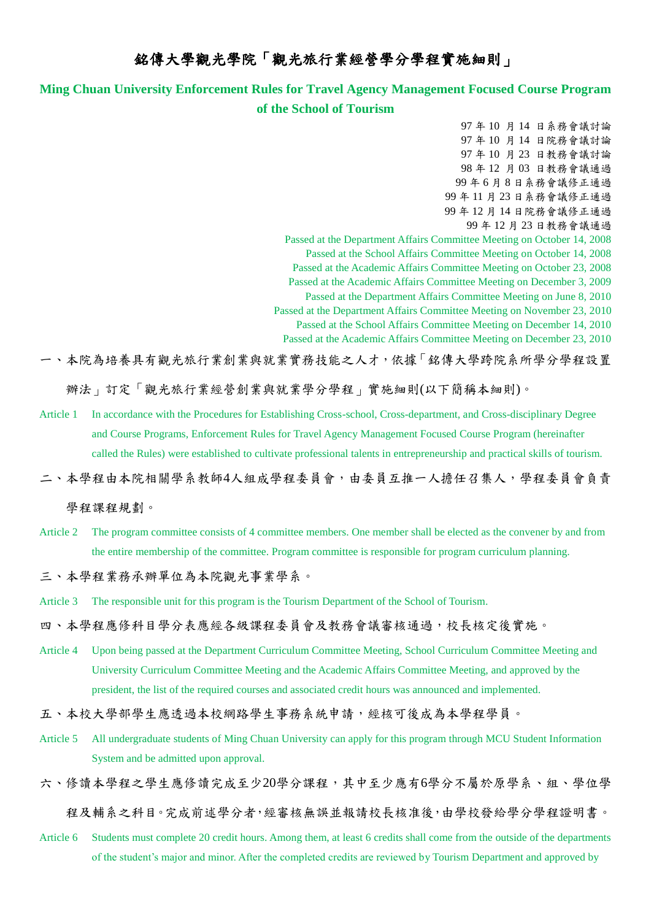# 銘傳大學觀光學院「觀光旅行業經營學分學程實施細則」

## Ming Chuan University Enforcement Rules for Travel Agency Management Focused Course Program of the School of Tourism

97 年 10 月 14 日系務會議討論
97 年 10 月 14 日院務會議討論
97 年 10 月 23 日教務會議討論
98 年 12 月 03 日教務會議通過
99 年 6 月 8 日系務會議修正通過
99 年 11 月 23 日系務會議修正通過
99 年 12 月 14 日院務會議修正通過
99 年 12 月 23 日教務會議通過

Passed at the Department Affairs Committee Meeting on October 14, 2008
Passed at the School Affairs Committee Meeting on October 14, 2008
Passed at the Academic Affairs Committee Meeting on October 23, 2008
Passed at the Academic Affairs Committee Meeting on December 3, 2009
Passed at the Department Affairs Committee Meeting on June 8, 2010
Passed at the Department Affairs Committee Meeting on November 23, 2010
Passed at the School Affairs Committee Meeting on December 14, 2010
Passed at the Academic Affairs Committee Meeting on December 23, 2010

一、本院為培養具有觀光旅行業創業與就業實務技能之人才，依據「銘傳大學跨院系所學分學程設置辦法」訂定「觀光旅行業經營創業與就業學分學程」實施細則(以下簡稱本細則)。

Article 1 In accordance with the Procedures for Establishing Cross-school, Cross-department, and Cross-disciplinary Degree and Course Programs, Enforcement Rules for Travel Agency Management Focused Course Program (hereinafter called the Rules) were established to cultivate professional talents in entrepreneurship and practical skills of tourism.

二、本學程由本院相關學系教師4人組成學程委員會，由委員互推一人擔任召集人，學程委員會負責學程課程規劃。

Article 2 The program committee consists of 4 committee members. One member shall be elected as the convener by and from the entire membership of the committee. Program committee is responsible for program curriculum planning.

三、本學程業務承辦單位為本院觀光事業學系。

Article 3 The responsible unit for this program is the Tourism Department of the School of Tourism.

四、本學程應修科目學分表應經各級課程委員會及教務會議審核通過，校長核定後實施。

Article 4 Upon being passed at the Department Curriculum Committee Meeting, School Curriculum Committee Meeting and University Curriculum Committee Meeting and the Academic Affairs Committee Meeting, and approved by the president, the list of the required courses and associated credit hours was announced and implemented.

五、本校大學部學生應透過本校網路學生事務系統申請，經核可後成為本學程學員。

Article 5 All undergraduate students of Ming Chuan University can apply for this program through MCU Student Information System and be admitted upon approval.

六、修讀本學程之學生應修讀完成至少20學分課程，其中至少應有6學分不屬於原學系、組、學位學程及輔系之科目。完成前述學分者，經審核無誤並報請校長核准後，由學校發給學分學程證明書。

Article 6 Students must complete 20 credit hours. Among them, at least 6 credits shall come from the outside of the departments of the student's major and minor. After the completed credits are reviewed by Tourism Department and approved by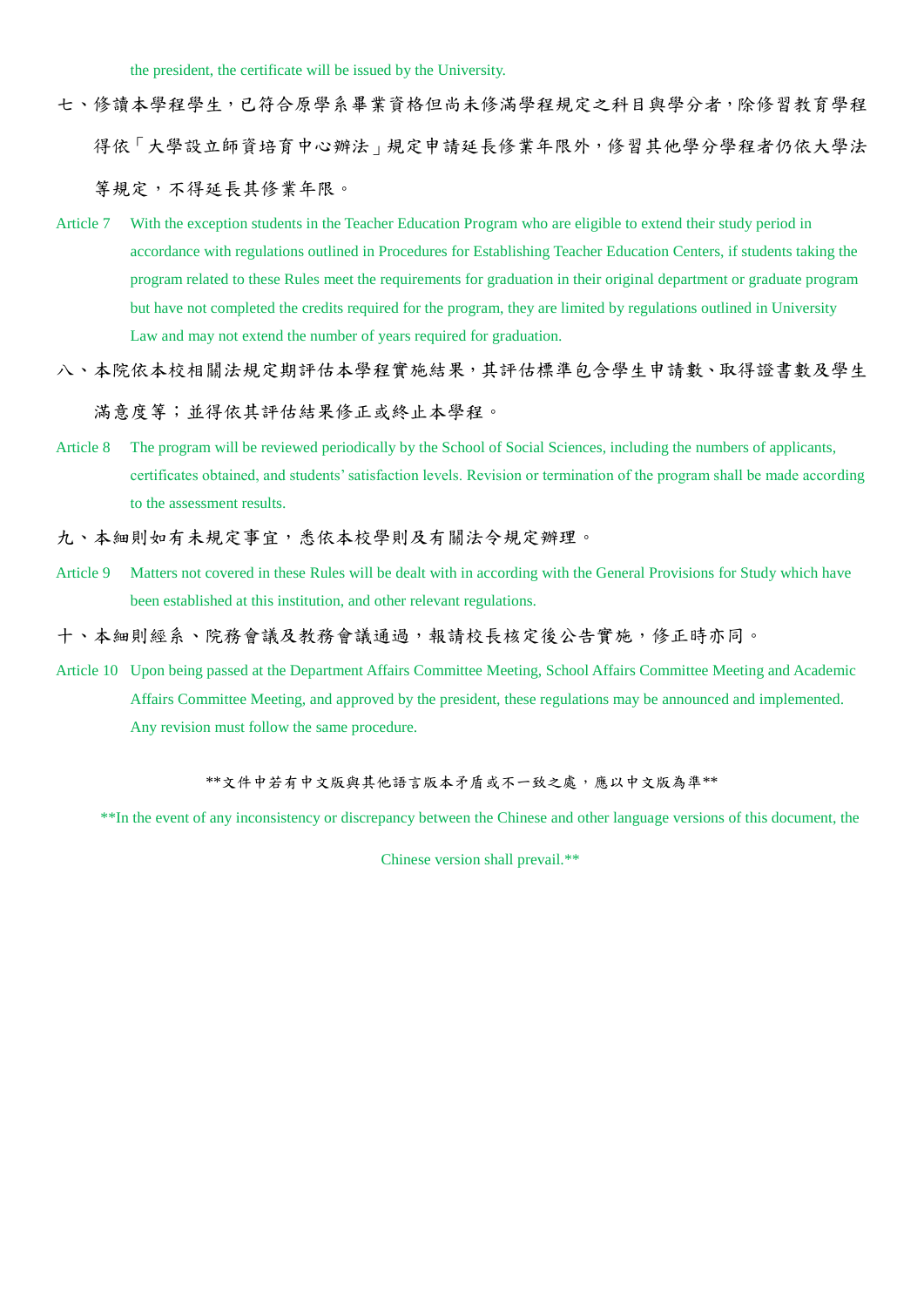the president, the certificate will be issued by the University.

七、修讀本學程學生，已符合原學系畢業資格但尚未修滿學程規定之科目與學分者，除修習教育學程得依「大學設立師資培育中心辦法」規定申請延長修業年限外，修習其他學分學程者仍依大學法等規定，不得延長其修業年限。

Article 7 With the exception students in the Teacher Education Program who are eligible to extend their study period in accordance with regulations outlined in Procedures for Establishing Teacher Education Centers, if students taking the program related to these Rules meet the requirements for graduation in their original department or graduate program but have not completed the credits required for the program, they are limited by regulations outlined in University Law and may not extend the number of years required for graduation.

八、本院依本校相關法規定期評估本學程實施結果，其評估標準包含學生申請數、取得證書數及學生滿意度等；並得依其評估結果修正或終止本學程。

Article 8 The program will be reviewed periodically by the School of Social Sciences, including the numbers of applicants, certificates obtained, and students' satisfaction levels. Revision or termination of the program shall be made according to the assessment results.

九、本細則如有未規定事宜，悉依本校學則及有關法令規定辦理。

Article 9 Matters not covered in these Rules will be dealt with in according with the General Provisions for Study which have been established at this institution, and other relevant regulations.

十、本細則經系、院務會議及教務會議通過，報請校長核定後公告實施，修正時亦同。

Article 10 Upon being passed at the Department Affairs Committee Meeting, School Affairs Committee Meeting and Academic Affairs Committee Meeting, and approved by the president, these regulations may be announced and implemented. Any revision must follow the same procedure.

**文件中若有中文版與其他語言版本矛盾或不一致之處，應以中文版為準**

**In the event of any inconsistency or discrepancy between the Chinese and other language versions of this document, the Chinese version shall prevail.**